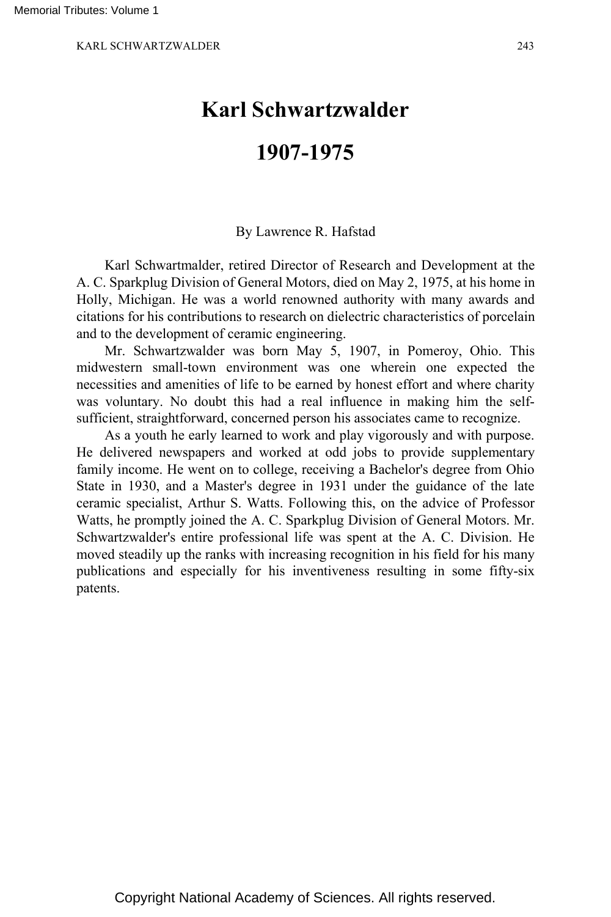# Karl Schwartzwalder

# 1907-1975

By Lawrence R. Hafstad

Karl Schwartmalder, retired Director of Research and Development at the A. C. Sparkplug Division of General Motors, died on May 2, 1975, at his home in Holly, Michigan. He was a world renowned authority with many awards and citations for his contributions to research on dielectric characteristics of porcelain and to the development of ceramic engineering.

Mr. Schwartzwalder was born May 5, 1907, in Pomeroy, Ohio. This midwestern small-town environment was one wherein one expected the necessities and amenities of life to be earned by honest effort and where charity was voluntary. No doubt this had a real influence in making him the self-sufficient, straightforward, concerned person his associates came to recognize.

As a youth he early learned to work and play vigorously and with purpose. He delivered newspapers and worked at odd jobs to provide supplementary family income. He went on to college, receiving a Bachelor's degree from Ohio State in 1930, and a Master's degree in 1931 under the guidance of the late ceramic specialist, Arthur S. Watts. Following this, on the advice of Professor Watts, he promptly joined the A. C. Sparkplug Division of General Motors. Mr. Schwartzwalder's entire professional life was spent at the A. C. Division. He moved steadily up the ranks with increasing recognition in his field for his many publications and especially for his inventiveness resulting in some fifty-six patents.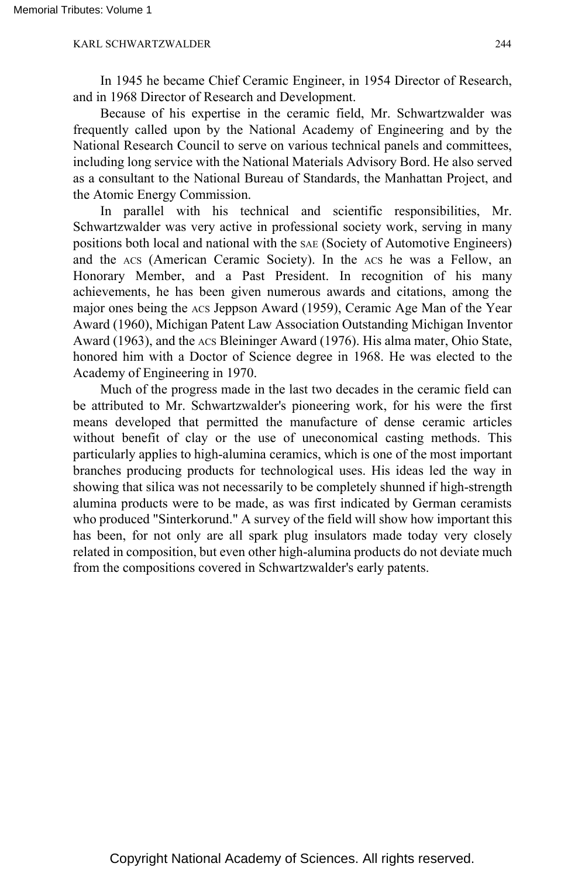In 1945 he became Chief Ceramic Engineer, in 1954 Director of Research, and in 1968 Director of Research and Development.

Because of his expertise in the ceramic field, Mr. Schwartzwalder was frequently called upon by the National Academy of Engineering and by the National Research Council to serve on various technical panels and committees, including long service with the National Materials Advisory Bord. He also served as a consultant to the National Bureau of Standards, the Manhattan Project, and the Atomic Energy Commission.

In parallel with his technical and scientific responsibilities, Mr. Schwartzwalder was very active in professional society work, serving in many positions both local and national with the SAE (Society of Automotive Engineers) and the ACS (American Ceramic Society). In the ACS he was a Fellow, an Honorary Member, and a Past President. In recognition of his many achievements, he has been given numerous awards and citations, among the major ones being the ACS Jeppson Award (1959), Ceramic Age Man of the Year Award (1960), Michigan Patent Law Association Outstanding Michigan Inventor Award (1963), and the ACS Bleininger Award (1976). His alma mater, Ohio State, honored him with a Doctor of Science degree in 1968. He was elected to the Academy of Engineering in 1970.

Much of the progress made in the last two decades in the ceramic field can be attributed to Mr. Schwartzwalder's pioneering work, for his were the first means developed that permitted the manufacture of dense ceramic articles without benefit of clay or the use of uneconomical casting methods. This particularly applies to high-alumina ceramics, which is one of the most important branches producing products for technological uses. His ideas led the way in showing that silica was not necessarily to be completely shunned if high-strength alumina products were to be made, as was first indicated by German ceramists who produced "Sinterkorund." A survey of the field will show how important this has been, for not only are all spark plug insulators made today very closely related in composition, but even other high-alumina products do not deviate much from the compositions covered in Schwartzwalder's early patents.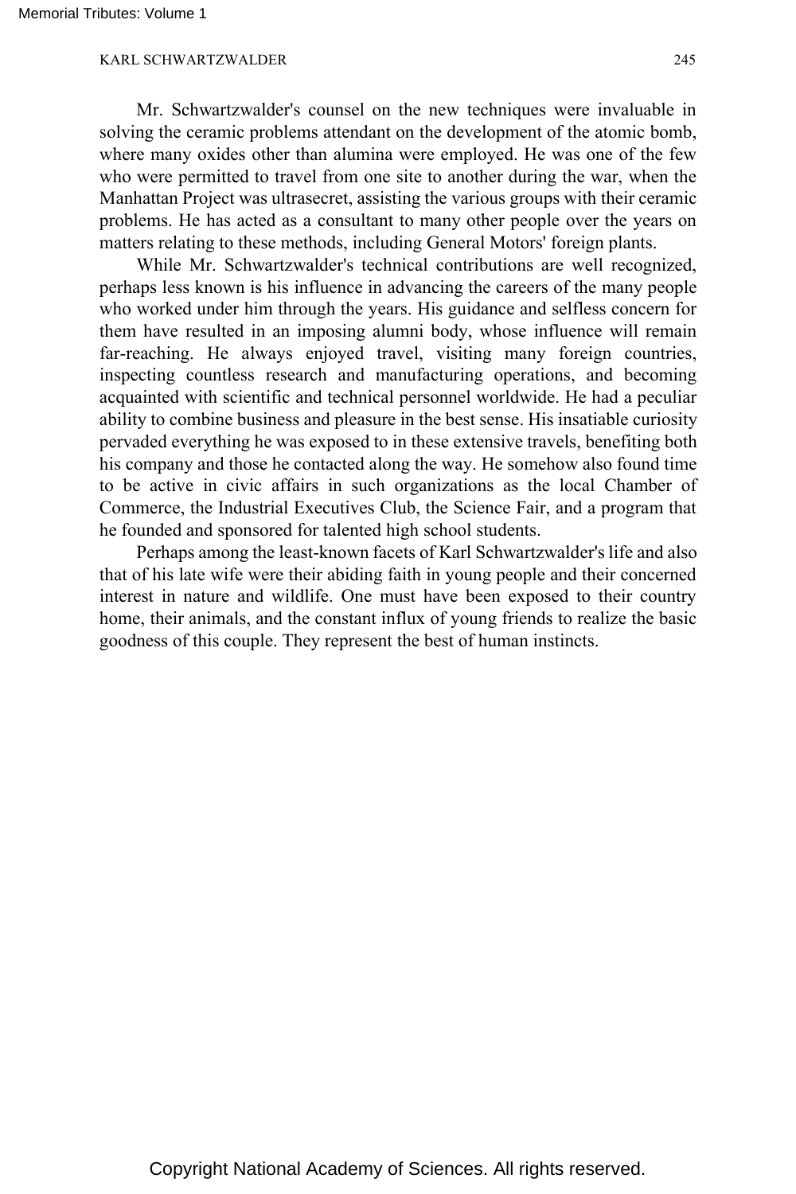Mr. Schwartzwalder's counsel on the new techniques were invaluable in solving the ceramic problems attendant on the development of the atomic bomb, where many oxides other than alumina were employed. He was one of the few who were permitted to travel from one site to another during the war, when the Manhattan Project was ultrasecret, assisting the various groups with their ceramic problems. He has acted as a consultant to many other people over the years on matters relating to these methods, including General Motors' foreign plants.

While Mr. Schwartzwalder's technical contributions are well recognized, perhaps less known is his influence in advancing the careers of the many people who worked under him through the years. His guidance and selfless concern for them have resulted in an imposing alumni body, whose influence will remain far-reaching. He always enjoyed travel, visiting many foreign countries, inspecting countless research and manufacturing operations, and becoming acquainted with scientific and technical personnel worldwide. He had a peculiar ability to combine business and pleasure in the best sense. His insatiable curiosity pervaded everything he was exposed to in these extensive travels, benefiting both his company and those he contacted along the way. He somehow also found time to be active in civic affairs in such organizations as the local Chamber of Commerce, the Industrial Executives Club, the Science Fair, and a program that he founded and sponsored for talented high school students.

Perhaps among the least-known facets of Karl Schwartzwalder's life and also that of his late wife were their abiding faith in young people and their concerned interest in nature and wildlife. One must have been exposed to their country home, their animals, and the constant influx of young friends to realize the basic goodness of this couple. They represent the best of human instincts.